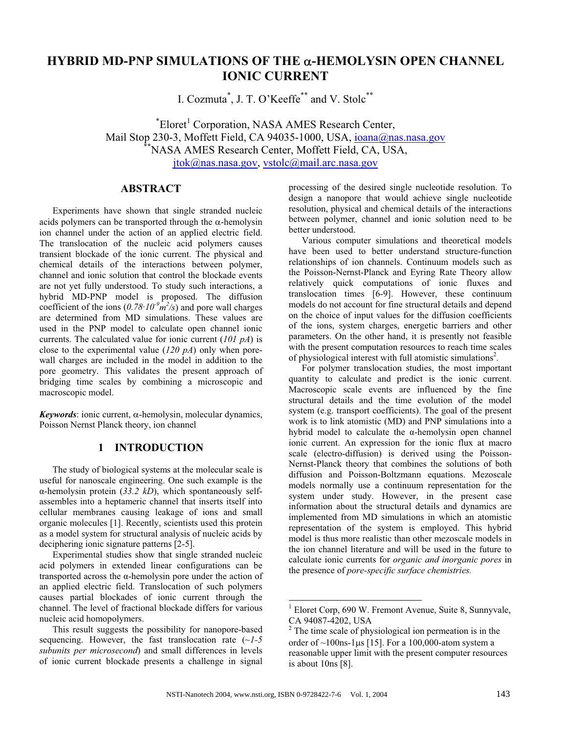# HYBRID MD-PNP SIMULATIONS OF THE α-HEMOLYSIN OPEN CHANNEL IONIC CURRENT

I. Cozmuta*, J. T. O'Keeffe** and V. Stolc**

*Eloret[1] Corporation, NASA AMES Research Center, Mail Stop 230-3, Moffett Field, CA 94035-1000, USA, ioana@nas.nasa.gov
**NASA AMES Research Center, Moffett Field, CA, USA, jtok@nas.nasa.gov, vstolc@mail.arc.nasa.gov

## ABSTRACT

Experiments have shown that single stranded nucleic acids polymers can be transported through the α-hemolysin ion channel under the action of an applied electric field. The translocation of the nucleic acid polymers causes transient blockade of the ionic current. The physical and chemical details of the interactions between polymer, channel and ionic solution that control the blockade events are not yet fully understood. To study such interactions, a hybrid MD-PNP model is proposed. The diffusion coefficient of the ions (*$0.78 \cdot 10^{-9} m^2/s$*) and pore wall charges are determined from MD simulations. These values are used in the PNP model to calculate open channel ionic currents. The calculated value for ionic current (*101 pA*) is close to the experimental value (*120 pA*) only when pore-wall charges are included in the model in addition to the pore geometry. This validates the present approach of bridging time scales by combining a microscopic and macroscopic model.

***Keywords***: ionic current, α-hemolysin, molecular dynamics, Poisson Nernst Planck theory, ion channel

## 1 INTRODUCTION

The study of biological systems at the molecular scale is useful for nanoscale engineering. One such example is the α-hemolysin protein (*33.2 kD*), which spontaneously self-assembles into a heptameric channel that inserts itself into cellular membranes causing leakage of ions and small organic molecules [1]. Recently, scientists used this protein as a model system for structural analysis of nucleic acids by deciphering ionic signature patterns [2-5].

Experimental studies show that single stranded nucleic acid polymers in extended linear configurations can be transported across the α-hemolysin pore under the action of an applied electric field. Translocation of such polymers causes partial blockades of ionic current through the channel. The level of fractional blockade differs for various nucleic acid homopolymers.

This result suggests the possibility for nanopore-based sequencing. However, the fast translocation rate (*~1-5 subunits per microsecond*) and small differences in levels of ionic current blockade presents a challenge in signal processing of the desired single nucleotide resolution. To design a nanopore that would achieve single nucleotide resolution, physical and chemical details of the interactions between polymer, channel and ionic solution need to be better understood.

Various computer simulations and theoretical models have been used to better understand structure-function relationships of ion channels. Continuum models such as the Poisson-Nernst-Planck and Eyring Rate Theory allow relatively quick computations of ionic fluxes and translocation times [6-9]. However, these continuum models do not account for fine structural details and depend on the choice of input values for the diffusion coefficients of the ions, system charges, energetic barriers and other parameters. On the other hand, it is presently not feasible with the present computation resources to reach time scales of physiological interest with full atomistic simulations[2].

For polymer translocation studies, the most important quantity to calculate and predict is the ionic current. Macroscopic scale events are influenced by the fine structural details and the time evolution of the model system (e.g. transport coefficients). The goal of the present work is to link atomistic (MD) and PNP simulations into a hybrid model to calculate the α-hemolysin open channel ionic current. An expression for the ionic flux at macro scale (electro-diffusion) is derived using the Poisson-Nernst-Planck theory that combines the solutions of both diffusion and Poisson-Boltzmann equations. Mezoscale models normally use a continuum representation for the system under study. However, in the present case information about the structural details and dynamics are implemented from MD simulations in which an atomistic representation of the system is employed. This hybrid model is thus more realistic than other mezoscale models in the ion channel literature and will be used in the future to calculate ionic currents for *organic and inorganic pores* in the presence of *pore-specific surface chemistries.*

---

[1] Eloret Corp, 690 W. Fremont Avenue, Suite 8, Sunnyvale, CA 94087-4202, USA

[2] The time scale of physiological ion permeation is in the order of ~100ns-1μs [15]. For a 100,000-atom system a reasonable upper limit with the present computer resources is about 10ns [8].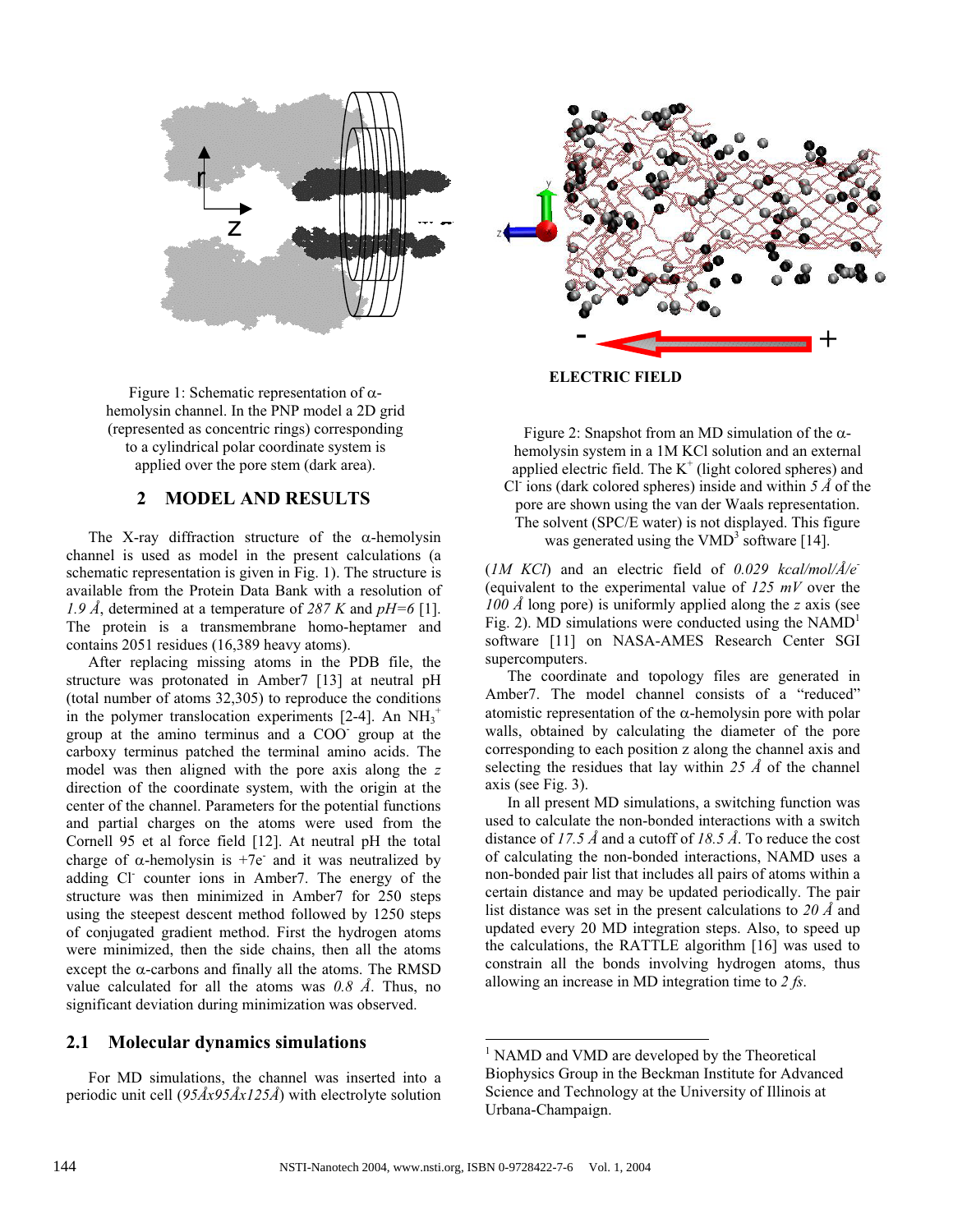Figure 1: Schematic representation of α-hemolysin channel. In the PNP model a 2D grid (represented as concentric rings) corresponding to a cylindrical polar coordinate system is applied over the pore stem (dark area).

**ELECTRIC FIELD**

Figure 2: Snapshot from an MD simulation of the α-hemolysin system in a 1M KCl solution and an external applied electric field. The $K^+$ (light colored spheres) and $Cl^-$ ions (dark colored spheres) inside and within *5 Å* of the pore are shown using the van der Waals representation. The solvent (SPC/E water) is not displayed. This figure was generated using the VMD[3] software [14].

## 2 MODEL AND RESULTS

The X-ray diffraction structure of the α-hemolysin channel is used as model in the present calculations (a schematic representation is given in Fig. 1). The structure is available from the Protein Data Bank with a resolution of *1.9 Å*, determined at a temperature of *287 K* and *pH=6* [1]. The protein is a transmembrane homo-heptamer and contains 2051 residues (16,389 heavy atoms).

After replacing missing atoms in the PDB file, the structure was protonated in Amber7 [13] at neutral pH (total number of atoms 32,305) to reproduce the conditions in the polymer translocation experiments [2-4]. An $NH_3^+$ group at the amino terminus and a $COO^-$ group at the carboxy terminus patched the terminal amino acids. The model was then aligned with the pore axis along the *z* direction of the coordinate system, with the origin at the center of the channel. Parameters for the potential functions and partial charges on the atoms were used from the Cornell 95 et al force field [12]. At neutral pH the total charge of α-hemolysin is $+7e^-$ and it was neutralized by adding $Cl^-$ counter ions in Amber7. The energy of the structure was then minimized in Amber7 for 250 steps using the steepest descent method followed by 1250 steps of conjugated gradient method. First the hydrogen atoms were minimized, then the side chains, then all the atoms except the α-carbons and finally all the atoms. The RMSD value calculated for all the atoms was *0.8 Å*. Thus, no significant deviation during minimization was observed.

### 2.1 Molecular dynamics simulations

For MD simulations, the channel was inserted into a periodic unit cell (*95Åx95Åx125Å*) with electrolyte solution (*1M KCl*) and an electric field of *0.029 kcal/mol/Å/e⁻* (equivalent to the experimental value of *125 mV* over the *100 Å* long pore) is uniformly applied along the *z* axis (see Fig. 2). MD simulations were conducted using the NAMD[1] software [11] on NASA-AMES Research Center SGI supercomputers.

The coordinate and topology files are generated in Amber7. The model channel consists of a "reduced" atomistic representation of the α-hemolysin pore with polar walls, obtained by calculating the diameter of the pore corresponding to each position z along the channel axis and selecting the residues that lay within *25 Å* of the channel axis (see Fig. 3).

In all present MD simulations, a switching function was used to calculate the non-bonded interactions with a switch distance of *17.5 Å* and a cutoff of *18.5 Å*. To reduce the cost of calculating the non-bonded interactions, NAMD uses a non-bonded pair list that includes all pairs of atoms within a certain distance and may be updated periodically. The pair list distance was set in the present calculations to *20 Å* and updated every 20 MD integration steps. Also, to speed up the calculations, the RATTLE algorithm [16] was used to constrain all the bonds involving hydrogen atoms, thus allowing an increase in MD integration time to *2 fs*.

---

[1] NAMD and VMD are developed by the Theoretical Biophysics Group in the Beckman Institute for Advanced Science and Technology at the University of Illinois at Urbana-Champaign.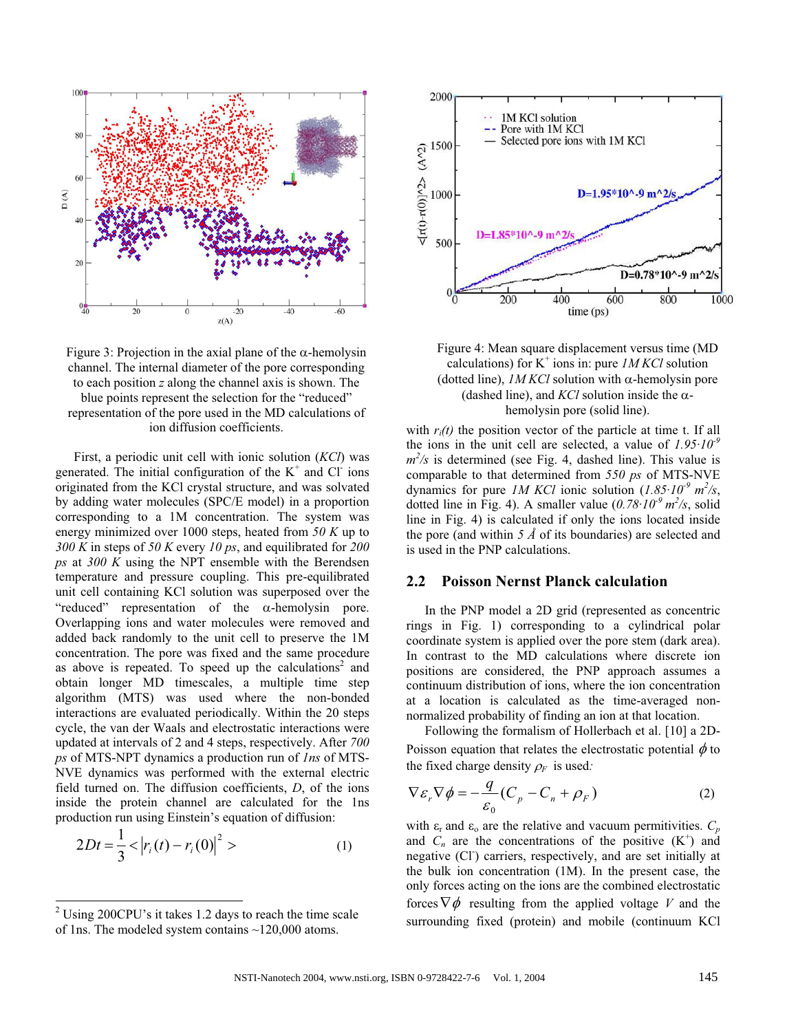Figure 3: Projection in the axial plane of the α-hemolysin channel. The internal diameter of the pore corresponding to each position z along the channel axis is shown. The blue points represent the selection for the "reduced" representation of the pore used in the MD calculations of ion diffusion coefficients.

First, a periodic unit cell with ionic solution (*KCl*) was generated. The initial configuration of the $K^+$ and $Cl^-$ ions originated from the KCl crystal structure, and was solvated by adding water molecules (SPC/E model) in a proportion corresponding to a 1M concentration. The system was energy minimized over 1000 steps, heated from *50 K* up to *300 K* in steps of *50 K* every *10 ps*, and equilibrated for *200 ps* at *300 K* using the NPT ensemble with the Berendsen temperature and pressure coupling. This pre-equilibrated unit cell containing KCl solution was superposed over the "reduced" representation of the α-hemolysin pore. Overlapping ions and water molecules were removed and added back randomly to the unit cell to preserve the 1M concentration. The pore was fixed and the same procedure as above is repeated. To speed up the calculations[2] and obtain longer MD timescales, a multiple time step algorithm (MTS) was used where the non-bonded interactions are evaluated periodically. Within the 20 steps cycle, the van der Waals and electrostatic interactions were updated at intervals of 2 and 4 steps, respectively. After *700 ps* of MTS-NPT dynamics a production run of *1ns* of MTS-NVE dynamics was performed with the external electric field turned on. The diffusion coefficients, *D*, of the ions inside the protein channel are calculated for the 1ns production run using Einstein's equation of diffusion:

$$2Dt = \frac{1}{3} < \left| r_i(t) - r_i(0) \right|^2 > \qquad (1)$$

[2] Using 200CPU's it takes 1.2 days to reach the time scale of 1ns. The modeled system contains ~120,000 atoms.

Figure 4: Mean square displacement versus time (MD calculations) for $K^+$ ions in: pure *1M KCl* solution (dotted line), *1M KCl* solution with α-hemolysin pore (dashed line), and *KCl* solution inside the α-hemolysin pore (solid line).

with $r_i(t)$ the position vector of the particle at time t. If all the ions in the unit cell are selected, a value of $1.95 \cdot 10^{-9}$ $m^2/s$ is determined (see Fig. 4, dashed line). This value is comparable to that determined from *550 ps* of MTS-NVE dynamics for pure *1M KCl* ionic solution ($1.85 \cdot 10^{-9}$ $m^2/s$, dotted line in Fig. 4). A smaller value ($0.78 \cdot 10^{-9}$ $m^2/s$, solid line in Fig. 4) is calculated if only the ions located inside the pore (and within *5 Å* of its boundaries) are selected and is used in the PNP calculations.

## 2.2 Poisson Nernst Planck calculation

In the PNP model a 2D grid (represented as concentric rings in Fig. 1) corresponding to a cylindrical polar coordinate system is applied over the pore stem (dark area). In contrast to the MD calculations where discrete ion positions are considered, the PNP approach assumes a continuum distribution of ions, where the ion concentration at a location is calculated as the time-averaged non-normalized probability of finding an ion at that location.

Following the formalism of Hollerbach et al. [10] a 2D-Poisson equation that relates the electrostatic potential $\phi$ to the fixed charge density $\rho_F$ is used:

$$\nabla \varepsilon_r \nabla \phi = -\frac{q}{\varepsilon_0}(C_p - C_n + \rho_F) \qquad (2)$$

with $\varepsilon_r$ and $\varepsilon_0$ are the relative and vacuum permitivities. $C_p$ and $C_n$ are the concentrations of the positive ($K^+$) and negative ($Cl^-$) carriers, respectively, and are set initially at the bulk ion concentration (1M). In the present case, the only forces acting on the ions are the combined electrostatic forces $\nabla \phi$ resulting from the applied voltage *V* and the surrounding fixed (protein) and mobile (continuum KCl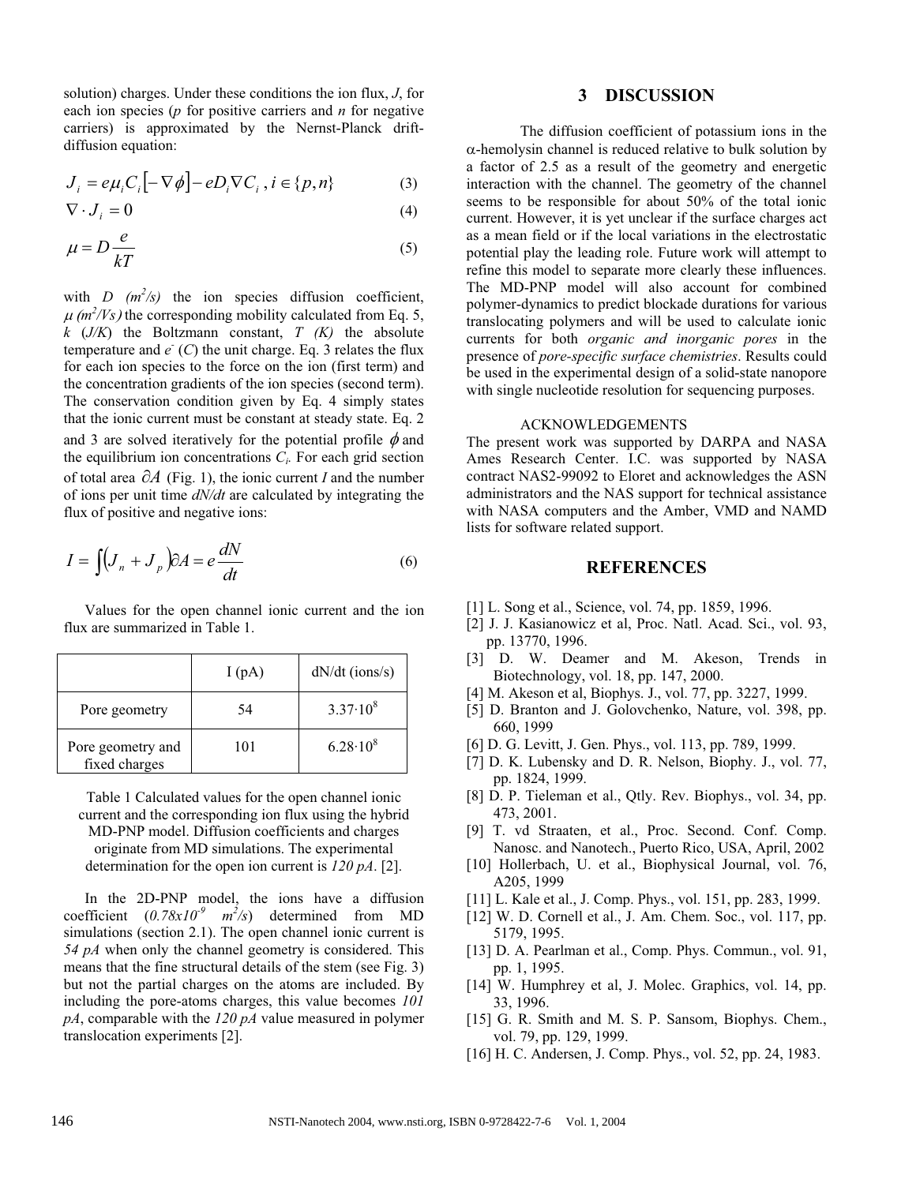solution) charges. Under these conditions the ion flux, $J$, for each ion species ($p$ for positive carriers and $n$ for negative carriers) is approximated by the Nernst-Planck drift-diffusion equation:

$$J_i = e\mu_i C_i\left[-\nabla\phi\right] - eD_i\nabla C_i \,,\, i \in \{p, n\} \tag{3}$$

$$\nabla \cdot J_i = 0 \tag{4}$$

$$\mu = D\frac{e}{kT} \tag{5}$$

with $D$ *(m²/s)* the ion species diffusion coefficient, $\mu$ *(m²/Vs)* the corresponding mobility calculated from Eq. 5, $k$ ($J/K$) the Boltzmann constant, $T$ $(K)$ the absolute temperature and $e^-$ ($C$) the unit charge. Eq. 3 relates the flux for each ion species to the force on the ion (first term) and the concentration gradients of the ion species (second term). The conservation condition given by Eq. 4 simply states that the ionic current must be constant at steady state. Eq. 2 and 3 are solved iteratively for the potential profile $\phi$ and the equilibrium ion concentrations $C_i$. For each grid section of total area $\partial A$ (Fig. 1), the ionic current $I$ and the number of ions per unit time $dN/dt$ are calculated by integrating the flux of positive and negative ions:

$$I = \int (J_n + J_p)\partial A = e\frac{dN}{dt} \tag{6}$$

Values for the open channel ionic current and the ion flux are summarized in Table 1.

| | I (pA) | dN/dt (ions/s) |
|---|---|---|
| Pore geometry | 54 | $3.37 \cdot 10^8$ |
| Pore geometry and fixed charges | 101 | $6.28 \cdot 10^8$ |

Table 1 Calculated values for the open channel ionic current and the corresponding ion flux using the hybrid MD-PNP model. Diffusion coefficients and charges originate from MD simulations. The experimental determination for the open ion current is *120 pA*. [2].

In the 2D-PNP model, the ions have a diffusion coefficient ($0.78 \times 10^{-9}$ $m^2/s$) determined from MD simulations (section 2.1). The open channel ionic current is *54 pA* when only the channel geometry is considered. This means that the fine structural details of the stem (see Fig. 3) but not the partial charges on the atoms are included. By including the pore-atoms charges, this value becomes *101 pA*, comparable with the *120 pA* value measured in polymer translocation experiments [2].

## 3 DISCUSSION

The diffusion coefficient of potassium ions in the $\alpha$-hemolysin channel is reduced relative to bulk solution by a factor of 2.5 as a result of the geometry and energetic interaction with the channel. The geometry of the channel seems to be responsible for about 50% of the total ionic current. However, it is yet unclear if the surface charges act as a mean field or if the local variations in the electrostatic potential play the leading role. Future work will attempt to refine this model to separate more clearly these influences. The MD-PNP model will also account for combined polymer-dynamics to predict blockade durations for various translocating polymers and will be used to calculate ionic currents for both *organic and inorganic pores* in the presence of *pore-specific surface chemistries*. Results could be used in the experimental design of a solid-state nanopore with single nucleotide resolution for sequencing purposes.

### ACKNOWLEDGEMENTS

The present work was supported by DARPA and NASA Ames Research Center. I.C. was supported by NASA contract NAS2-99092 to Eloret and acknowledges the ASN administrators and the NAS support for technical assistance with NASA computers and the Amber, VMD and NAMD lists for software related support.

## REFERENCES

[1] L. Song et al., Science, vol. 74, pp. 1859, 1996.
[2] J. J. Kasianowicz et al, Proc. Natl. Acad. Sci., vol. 93, pp. 13770, 1996.
[3] D. W. Deamer and M. Akeson, Trends in Biotechnology, vol. 18, pp. 147, 2000.
[4] M. Akeson et al, Biophys. J., vol. 77, pp. 3227, 1999.
[5] D. Branton and J. Golovchenko, Nature, vol. 398, pp. 660, 1999
[6] D. G. Levitt, J. Gen. Phys., vol. 113, pp. 789, 1999.
[7] D. K. Lubensky and D. R. Nelson, Biophy. J., vol. 77, pp. 1824, 1999.
[8] D. P. Tieleman et al., Qtly. Rev. Biophys., vol. 34, pp. 473, 2001.
[9] T. vd Straaten, et al., Proc. Second. Conf. Comp. Nanosc. and Nanotech., Puerto Rico, USA, April, 2002
[10] Hollerbach, U. et al., Biophysical Journal, vol. 76, A205, 1999
[11] L. Kale et al., J. Comp. Phys., vol. 151, pp. 283, 1999.
[12] W. D. Cornell et al., J. Am. Chem. Soc., vol. 117, pp. 5179, 1995.
[13] D. A. Pearlman et al., Comp. Phys. Commun., vol. 91, pp. 1, 1995.
[14] W. Humphrey et al, J. Molec. Graphics, vol. 14, pp. 33, 1996.
[15] G. R. Smith and M. S. P. Sansom, Biophys. Chem., vol. 79, pp. 129, 1999.
[16] H. C. Andersen, J. Comp. Phys., vol. 52, pp. 24, 1983.